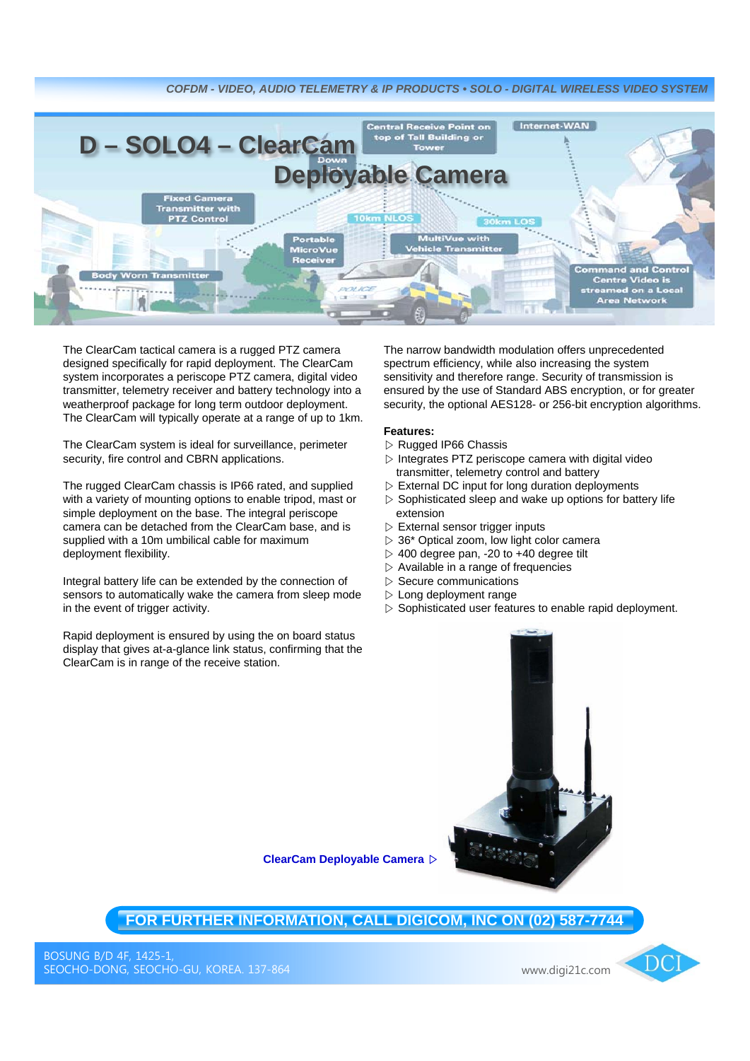COFDM - VIDEO, AUDIO TELEMETRY & IP PRODUCTS • SOLO - DIGITAL WIRELESS VIDEO SYSTEM

# D – SOLO4 – ClearCam Deployable Camera

The ClearCam tactical camera is a rugged PTZ camera designed specifically for rapid deployment. The ClearCam system incorporates a periscope PTZ camera, digital video transmitter, telemetry receiver and battery technology into a weatherproof package for long term outdoor deployment. The ClearCam will typically operate at a range of up to 1km.

The ClearCam system is ideal for surveillance, perimeter security, fire control and CBRN applications.

The rugged ClearCam chassis is IP66 rated, and supplied with a variety of mounting options to enable tripod, mast or simple deployment on the base. The integral periscope camera can be detached from the ClearCam base, and is supplied with a 10m umbilical cable for maximum deployment flexibility.

Integral battery life can be extended by the connection of sensors to automatically wake the camera from sleep mode in the event of trigger activity.

Rapid deployment is ensured by using the on board status display that gives at-a-glance link status, confirming that the ClearCam is in range of the receive station.

The narrow bandwidth modulation offers unprecedented spectrum efficiency, while also increasing the system sensitivity and therefore range. Security of transmission is ensured by the use of Standard ABS encryption, or for greater security, the optional AES128- or 256-bit encryption algorithms.

**Features:**

- ▷ Rugged IP66 Chassis
- ▷ Integrates PTZ periscope camera with digital video transmitter, telemetry control and battery
- ▷ External DC input for long duration deployments
- ▷ Sophisticated sleep and wake up options for battery life extension
- ▷ External sensor trigger inputs
- ▷ 36* Optical zoom, low light color camera
- ▷ 400 degree pan, -20 to +40 degree tilt
- ▷ Available in a range of frequencies
- ▷ Secure communications
- ▷ Long deployment range
- ▷ Sophisticated user features to enable rapid deployment.

**ClearCam Deployable Camera ▷**

**FOR FURTHER INFORMATION, CALL DIGICOM, INC ON (02) 587-7744**

BOSUNG B/D 4F, 1425-1,
SEOCHO-DONG, SEOCHO-GU, KOREA. 137-864

www.digi21c.com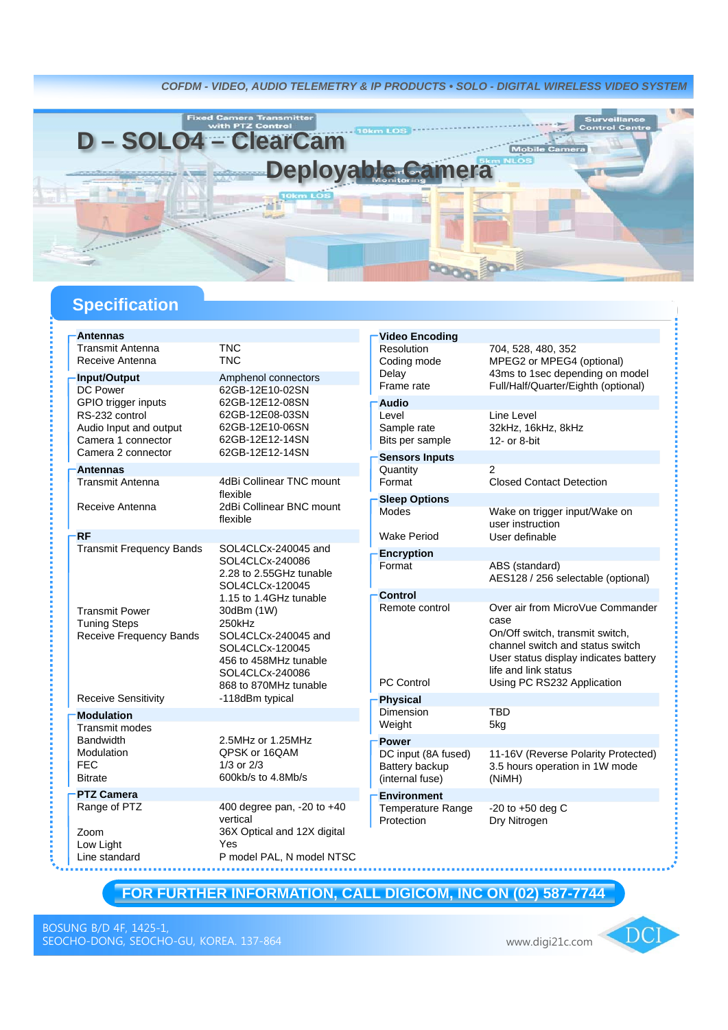COFDM - VIDEO, AUDIO TELEMETRY & IP PRODUCTS • SOLO - DIGITAL WIRELESS VIDEO SYSTEM

# D – SOLO4 – ClearCam Deployable Camera

Fixed Camera Transmitter with PTZ Control

10km LOS

Surveillance Control Centre

Mobile Camera

5km NLOS

Monitoring

10km LOS

## Specification

| | |
|---|---|
| **Antennas** | |
| Transmit Antenna | TNC |
| Receive Antenna | TNC |
| **Input/Output** | Amphenol connectors |
| DC Power | 62GB-12E10-02SN |
| GPIO trigger inputs | 62GB-12E12-08SN |
| RS-232 control | 62GB-12E08-03SN |
| Audio Input and output | 62GB-12E10-06SN |
| Camera 1 connector | 62GB-12E12-14SN |
| Camera 2 connector | 62GB-12E12-14SN |
| **Antennas** | |
| Transmit Antenna | 4dBi Collinear TNC mount flexible |
| Receive Antenna | 2dBi Collinear BNC mount flexible |
| **RF** | |
| Transmit Frequency Bands | SOL4CLCx-240045 and SOL4CLCx-240086 2.28 to 2.55GHz tunable SOL4CLCx-120045 1.15 to 1.4GHz tunable |
| Transmit Power | 30dBm (1W) |
| Tuning Steps | 250kHz |
| Receive Frequency Bands | SOL4CLCx-240045 and SOL4CLCx-120045 456 to 458MHz tunable SOL4CLCx-240086 868 to 870MHz tunable |
| Receive Sensitivity | -118dBm typical |
| **Modulation** | |
| Transmit modes | |
| Bandwidth | 2.5MHz or 1.25MHz |
| Modulation | QPSK or 16QAM |
| FEC | 1/3 or 2/3 |
| Bitrate | 600kb/s to 4.8Mb/s |
| **PTZ Camera** | |
| Range of PTZ | 400 degree pan, -20 to +40 vertical |
| Zoom | 36X Optical and 12X digital |
| Low Light | Yes |
| Line standard | P model PAL, N model NTSC |

| | |
|---|---|
| **Video Encoding** | |
| Resolution | 704, 528, 480, 352 |
| Coding mode | MPEG2 or MPEG4 (optional) |
| Delay | 43ms to 1sec depending on model |
| Frame rate | Full/Half/Quarter/Eighth (optional) |
| **Audio** | |
| Level | Line Level |
| Sample rate | 32kHz, 16kHz, 8kHz |
| Bits per sample | 12- or 8-bit |
| **Sensors Inputs** | |
| Quantity | 2 |
| Format | Closed Contact Detection |
| **Sleep Options** | |
| Modes | Wake on trigger input/Wake on user instruction |
| Wake Period | User definable |
| **Encryption** | |
| Format | ABS (standard) AES128 / 256 selectable (optional) |
| **Control** | |
| Remote control | Over air from MicroVue Commander case On/Off switch, transmit switch, channel switch and status switch User status display indicates battery life and link status |
| PC Control | Using PC RS232 Application |
| **Physical** | |
| Dimension | TBD |
| Weight | 5kg |
| **Power** | |
| DC input (8A fused) | 11-16V (Reverse Polarity Protected) |
| Battery backup (internal fuse) | 3.5 hours operation in 1W mode (NiMH) |
| **Environment** | |
| Temperature Range | -20 to +50 deg C |
| Protection | Dry Nitrogen |

**FOR FURTHER INFORMATION, CALL DIGICOM, INC ON (02) 587-7744**

BOSUNG B/D 4F, 1425-1,
SEOCHO-DONG, SEOCHO-GU, KOREA. 137-864

www.digi21c.com

DCI